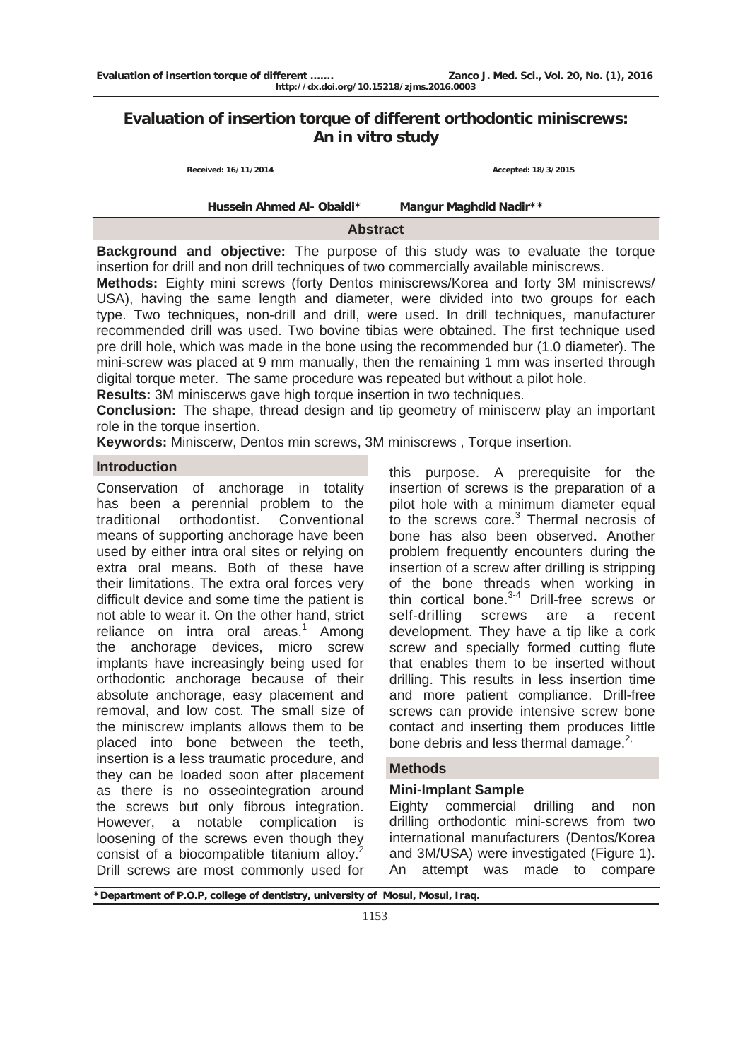# Evaluation of insertion torque of different orthodontic miniscrews: An in vitro study

Received: 16/11/2014 Accepted: 18/3/2015

**Hussein Ahmed Al- Obaidi*** **Mangur Maghdid Nadir****

## Abstract

**Background and objective:** The purpose of this study was to evaluate the torque insertion for drill and non drill techniques of two commercially available miniscrews.

**Methods:** Eighty mini screws (forty Dentos miniscrews/Korea and forty 3M miniscrews/ USA), having the same length and diameter, were divided into two groups for each type. Two techniques, non-drill and drill, were used. In drill techniques, manufacturer recommended drill was used. Two bovine tibias were obtained. The first technique used pre drill hole, which was made in the bone using the recommended bur (1.0 diameter). The mini-screw was placed at 9 mm manually, then the remaining 1 mm was inserted through digital torque meter. The same procedure was repeated but without a pilot hole.

**Results:** 3M miniscerws gave high torque insertion in two techniques.

**Conclusion:** The shape, thread design and tip geometry of miniscerw play an important role in the torque insertion.

**Keywords:** Miniscerw, Dentos min screws, 3M miniscrews , Torque insertion.

## Introduction

Conservation of anchorage in totality has been a perennial problem to the traditional orthodontist. Conventional means of supporting anchorage have been used by either intra oral sites or relying on extra oral means. Both of these have their limitations. The extra oral forces very difficult device and some time the patient is not able to wear it. On the other hand, strict reliance on intra oral areas.[1] Among the anchorage devices, micro screw implants have increasingly being used for orthodontic anchorage because of their absolute anchorage, easy placement and removal, and low cost. The small size of the miniscrew implants allows them to be placed into bone between the teeth, insertion is a less traumatic procedure, and they can be loaded soon after placement as there is no osseointegration around the screws but only fibrous integration. However, a notable complication is loosening of the screws even though they consist of a biocompatible titanium alloy.[2] Drill screws are most commonly used for this purpose. A prerequisite for the insertion of screws is the preparation of a pilot hole with a minimum diameter equal to the screws core.[3] Thermal necrosis of bone has also been observed. Another problem frequently encounters during the insertion of a screw after drilling is stripping of the bone threads when working in thin cortical bone.[3-4] Drill-free screws or self-drilling screws are a recent development. They have a tip like a cork screw and specially formed cutting flute that enables them to be inserted without drilling. This results in less insertion time and more patient compliance. Drill-free screws can provide intensive screw bone contact and inserting them produces little bone debris and less thermal damage.[2,]

## Methods

### Mini-Implant Sample

Eighty commercial drilling and non drilling orthodontic mini-screws from two international manufacturers (Dentos/Korea and 3M/USA) were investigated (Figure 1). An attempt was made to compare

*Department of P.O.P, college of dentistry, university of Mosul, Mosul, Iraq.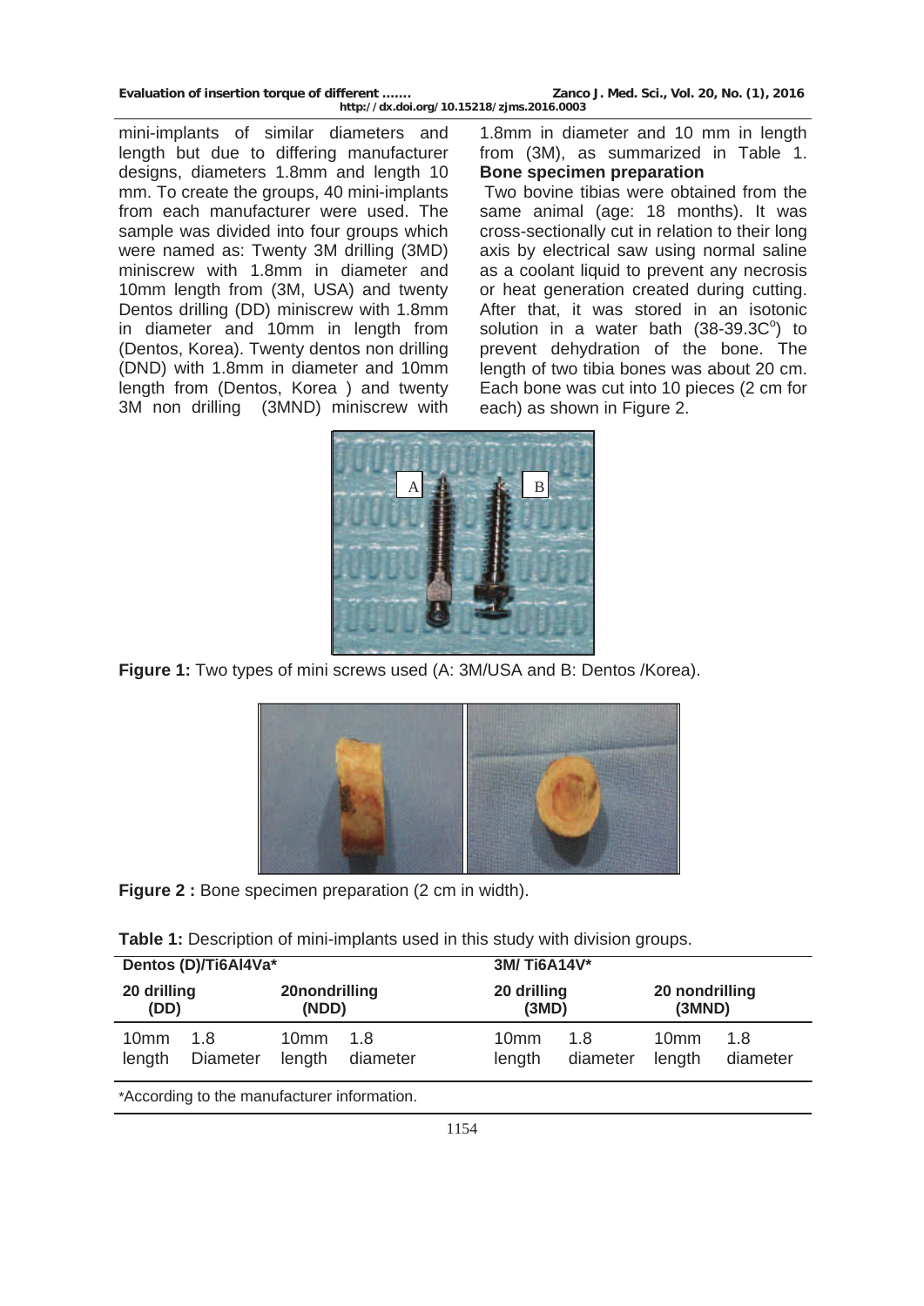mini-implants of similar diameters and length but due to differing manufacturer designs, diameters 1.8mm and length 10 mm. To create the groups, 40 mini-implants from each manufacturer were used. The sample was divided into four groups which were named as: Twenty 3M drilling (3MD) miniscrew with 1.8mm in diameter and 10mm length from (3M, USA) and twenty Dentos drilling (DD) miniscrew with 1.8mm in diameter and 10mm in length from (Dentos, Korea). Twenty dentos non drilling (DND) with 1.8mm in diameter and 10mm length from (Dentos, Korea ) and twenty 3M non drilling (3MND) miniscrew with 1.8mm in diameter and 10 mm in length from (3M), as summarized in Table 1.

**Bone specimen preparation**

Two bovine tibias were obtained from the same animal (age: 18 months). It was cross-sectionally cut in relation to their long axis by electrical saw using normal saline as a coolant liquid to prevent any necrosis or heat generation created during cutting. After that, it was stored in an isotonic solution in a water bath (38-39.3C$^{o}$) to prevent dehydration of the bone. The length of two tibia bones was about 20 cm. Each bone was cut into 10 pieces (2 cm for each) as shown in Figure 2.

**Figure 1:** Two types of mini screws used (A: 3M/USA and B: Dentos /Korea).

**Figure 2 :** Bone specimen preparation (2 cm in width).

**Table 1:** Description of mini-implants used in this study with division groups.

| Dentos (D)/Ti6Al4Va* | | | | 3M/ Ti6A14V* | | | |
|---|---|---|---|---|---|---|---|
| 20 drilling (DD) | | 20nondrilling (NDD) | | 20 drilling (3MD) | | 20 nondrilling (3MND) | |
| 10mm length | 1.8 Diameter | 10mm length | 1.8 diameter | 10mm length | 1.8 diameter | 10mm length | 1.8 diameter |

*According to the manufacturer information.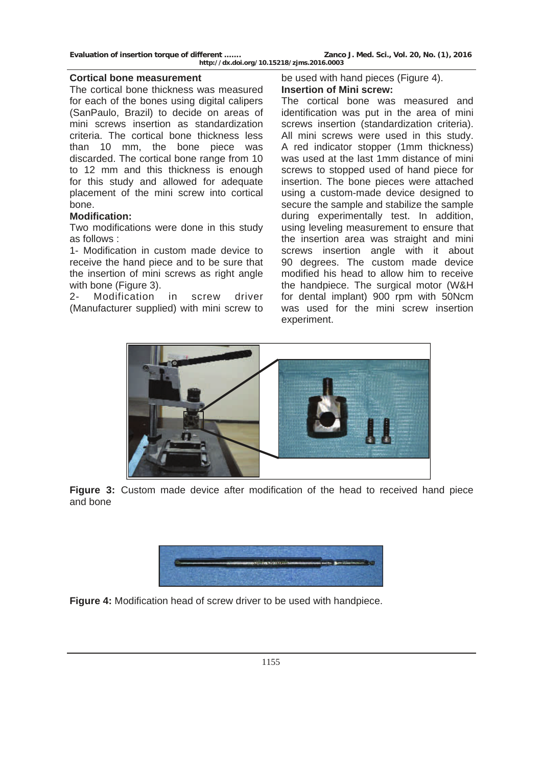### Cortical bone measurement

The cortical bone thickness was measured for each of the bones using digital calipers (SanPaulo, Brazil) to decide on areas of mini screws insertion as standardization criteria. The cortical bone thickness less than 10 mm, the bone piece was discarded. The cortical bone range from 10 to 12 mm and this thickness is enough for this study and allowed for adequate placement of the mini screw into cortical bone.

### Modification:

Two modifications were done in this study as follows :

1- Modification in custom made device to receive the hand piece and to be sure that the insertion of mini screws as right angle with bone (Figure 3).

2- Modification in screw driver (Manufacturer supplied) with mini screw to be used with hand pieces (Figure 4).

### Insertion of Mini screw:

The cortical bone was measured and identification was put in the area of mini screws insertion (standardization criteria). All mini screws were used in this study. A red indicator stopper (1mm thickness) was used at the last 1mm distance of mini screws to stopped used of hand piece for insertion. The bone pieces were attached using a custom-made device designed to secure the sample and stabilize the sample during experimentally test. In addition, using leveling measurement to ensure that the insertion area was straight and mini screws insertion angle with it about 90 degrees. The custom made device modified his head to allow him to receive the handpiece. The surgical motor (W&H for dental implant) 900 rpm with 50Ncm was used for the mini screw insertion experiment.

**Figure 3:** Custom made device after modification of the head to received hand piece and bone

**Figure 4:** Modification head of screw driver to be used with handpiece.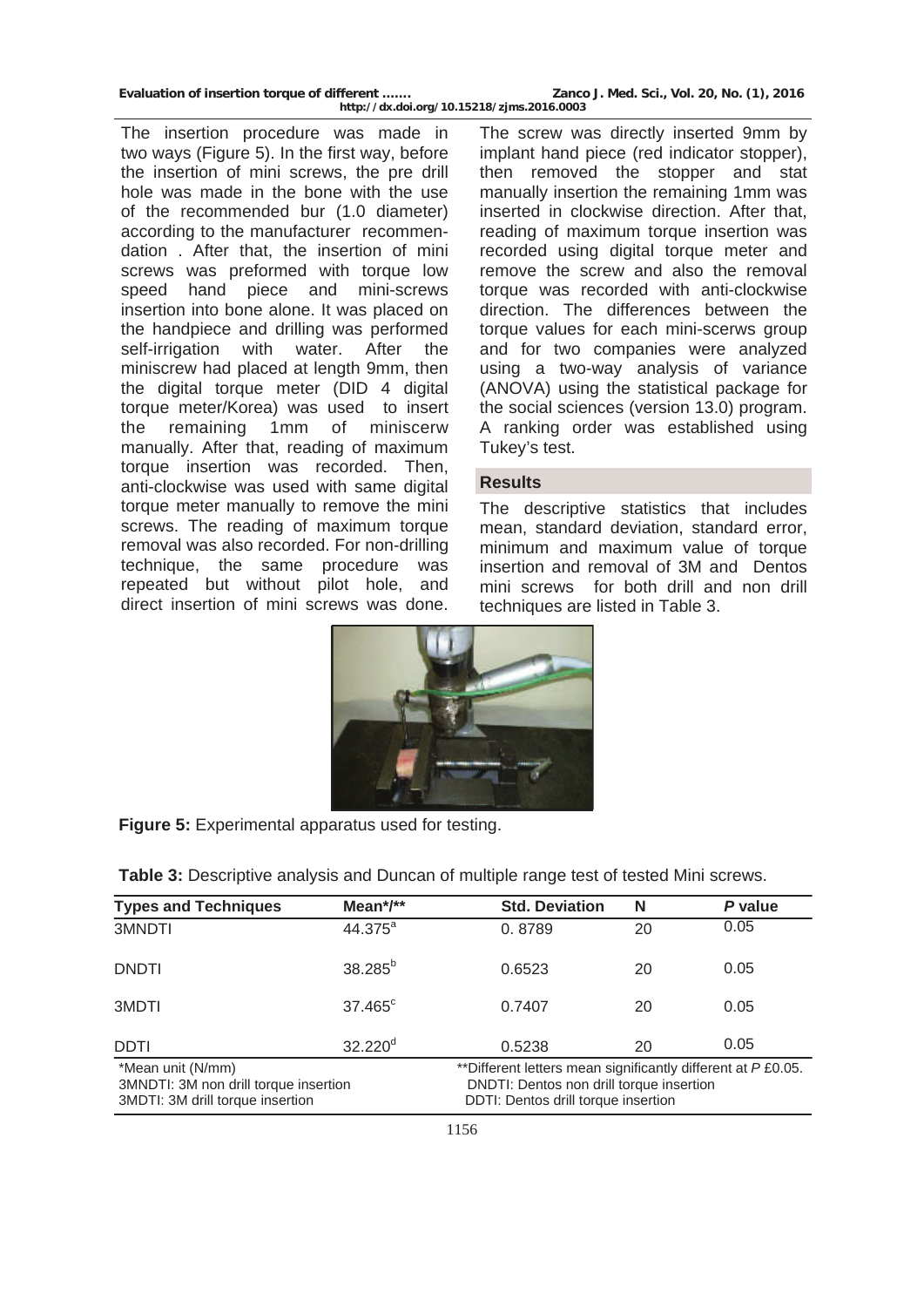The insertion procedure was made in two ways (Figure 5). In the first way, before the insertion of mini screws, the pre drill hole was made in the bone with the use of the recommended bur (1.0 diameter) according to the manufacturer recommendation . After that, the insertion of mini screws was preformed with torque low speed hand piece and mini-screws insertion into bone alone. It was placed on the handpiece and drilling was performed self-irrigation with water. After the miniscrew had placed at length 9mm, then the digital torque meter (DID 4 digital torque meter/Korea) was used to insert the remaining 1mm of miniscerw manually. After that, reading of maximum torque insertion was recorded. Then, anti-clockwise was used with same digital torque meter manually to remove the mini screws. The reading of maximum torque removal was also recorded. For non-drilling technique, the same procedure was repeated but without pilot hole, and direct insertion of mini screws was done. The screw was directly inserted 9mm by implant hand piece (red indicator stopper), then removed the stopper and stat manually insertion the remaining 1mm was inserted in clockwise direction. After that, reading of maximum torque insertion was recorded using digital torque meter and remove the screw and also the removal torque was recorded with anti-clockwise direction. The differences between the torque values for each mini-scerws group and for two companies were analyzed using a two-way analysis of variance (ANOVA) using the statistical package for the social sciences (version 13.0) program. A ranking order was established using Tukey's test.

## Results

The descriptive statistics that includes mean, standard deviation, standard error, minimum and maximum value of torque insertion and removal of 3M and Dentos mini screws for both drill and non drill techniques are listed in Table 3.

**Figure 5:** Experimental apparatus used for testing.

**Table 3:** Descriptive analysis and Duncan of multiple range test of tested Mini screws.

| Types and Techniques | Mean*/** | Std. Deviation | N | *P* value |
|---|---|---|---|---|
| 3MNDTI | 44.375[a] | 0. 8789 | 20 | 0.05 |
| DNDTI | 38.285[b] | 0.6523 | 20 | 0.05 |
| 3MDTI | 37.465[c] | 0.7407 | 20 | 0.05 |
| DDTI | 32.220[d] | 0.5238 | 20 | 0.05 |

*Mean unit (N/mm)
**Different letters mean significantly different at *P* £0.05.
3MNDTI: 3M non drill torque insertion
DNDTI: Dentos non drill torque insertion
3MDTI: 3M drill torque insertion
DDTI: Dentos drill torque insertion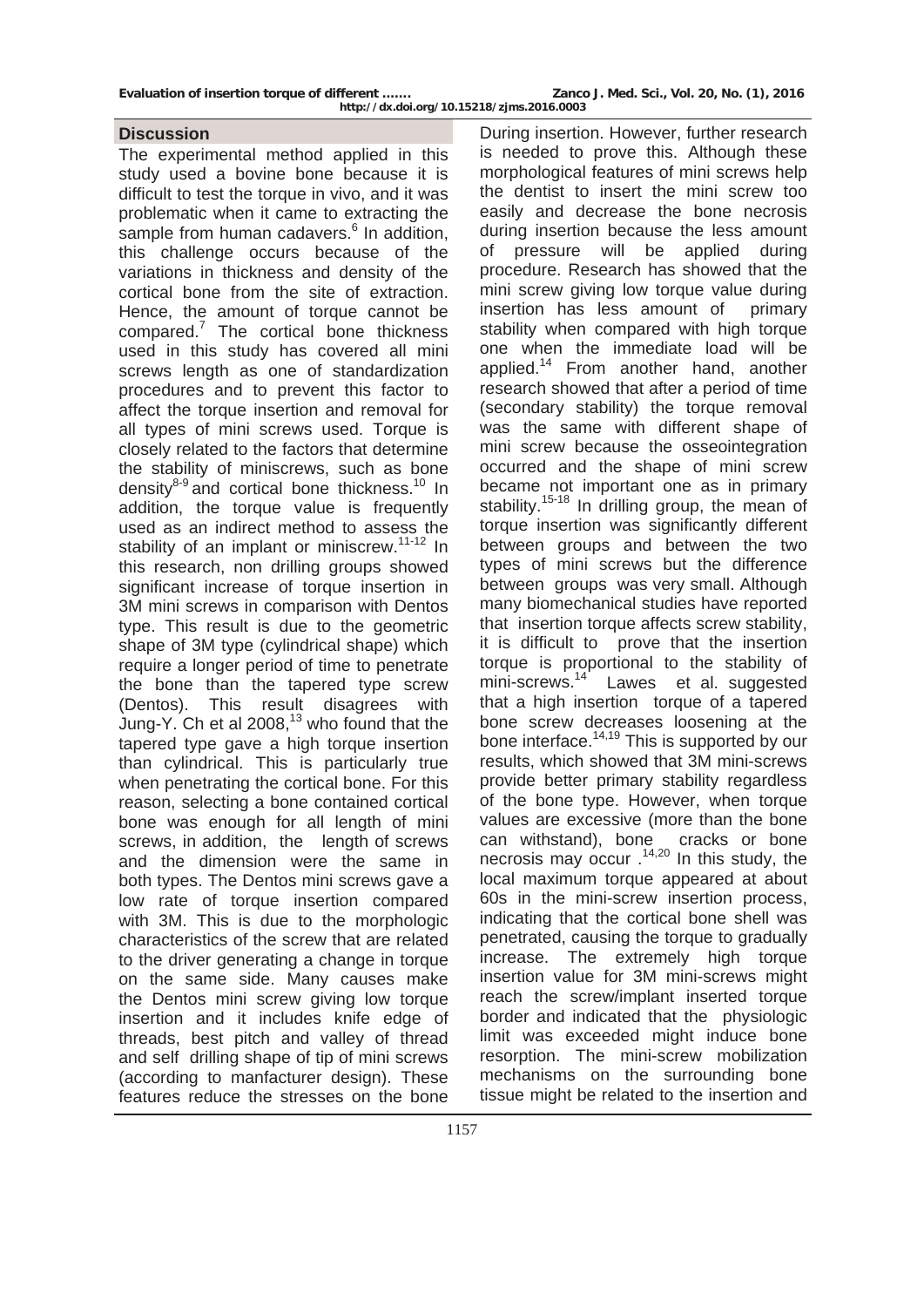## Discussion

The experimental method applied in this study used a bovine bone because it is difficult to test the torque in vivo, and it was problematic when it came to extracting the sample from human cadavers.[6] In addition, this challenge occurs because of the variations in thickness and density of the cortical bone from the site of extraction. Hence, the amount of torque cannot be compared.[7] The cortical bone thickness used in this study has covered all mini screws length as one of standardization procedures and to prevent this factor to affect the torque insertion and removal for all types of mini screws used. Torque is closely related to the factors that determine the stability of miniscrews, such as bone density[8-9] and cortical bone thickness.[10] In addition, the torque value is frequently used as an indirect method to assess the stability of an implant or miniscrew.[11-12] In this research, non drilling groups showed significant increase of torque insertion in 3M mini screws in comparison with Dentos type. This result is due to the geometric shape of 3M type (cylindrical shape) which require a longer period of time to penetrate the bone than the tapered type screw (Dentos). This result disagrees with Jung-Y. Ch et al 2008,[13] who found that the tapered type gave a high torque insertion than cylindrical. This is particularly true when penetrating the cortical bone. For this reason, selecting a bone contained cortical bone was enough for all length of mini screws, in addition, the length of screws and the dimension were the same in both types. The Dentos mini screws gave a low rate of torque insertion compared with 3M. This is due to the morphologic characteristics of the screw that are related to the driver generating a change in torque on the same side. Many causes make the Dentos mini screw giving low torque insertion and it includes knife edge of threads, best pitch and valley of thread and self drilling shape of tip of mini screws (according to manfacturer design). These features reduce the stresses on the bone During insertion. However, further research is needed to prove this. Although these morphological features of mini screws help the dentist to insert the mini screw too easily and decrease the bone necrosis during insertion because the less amount of pressure will be applied during procedure. Research has showed that the mini screw giving low torque value during insertion has less amount of primary stability when compared with high torque one when the immediate load will be applied.[14] From another hand, another research showed that after a period of time (secondary stability) the torque removal was the same with different shape of mini screw because the osseointegration occurred and the shape of mini screw became not important one as in primary stability.[15-18] In drilling group, the mean of torque insertion was significantly different between groups and between the two types of mini screws but the difference between groups was very small. Although many biomechanical studies have reported that insertion torque affects screw stability, it is difficult to prove that the insertion torque is proportional to the stability of mini-screws.[14] Lawes et al. suggested that a high insertion torque of a tapered bone screw decreases loosening at the bone interface.[14,19] This is supported by our results, which showed that 3M mini-screws provide better primary stability regardless of the bone type. However, when torque values are excessive (more than the bone can withstand), bone cracks or bone necrosis may occur .[14,20] In this study, the local maximum torque appeared at about 60s in the mini-screw insertion process, indicating that the cortical bone shell was penetrated, causing the torque to gradually increase. The extremely high torque insertion value for 3M mini-screws might reach the screw/implant inserted torque border and indicated that the physiologic limit was exceeded might induce bone resorption. The mini-screw mobilization mechanisms on the surrounding bone tissue might be related to the insertion and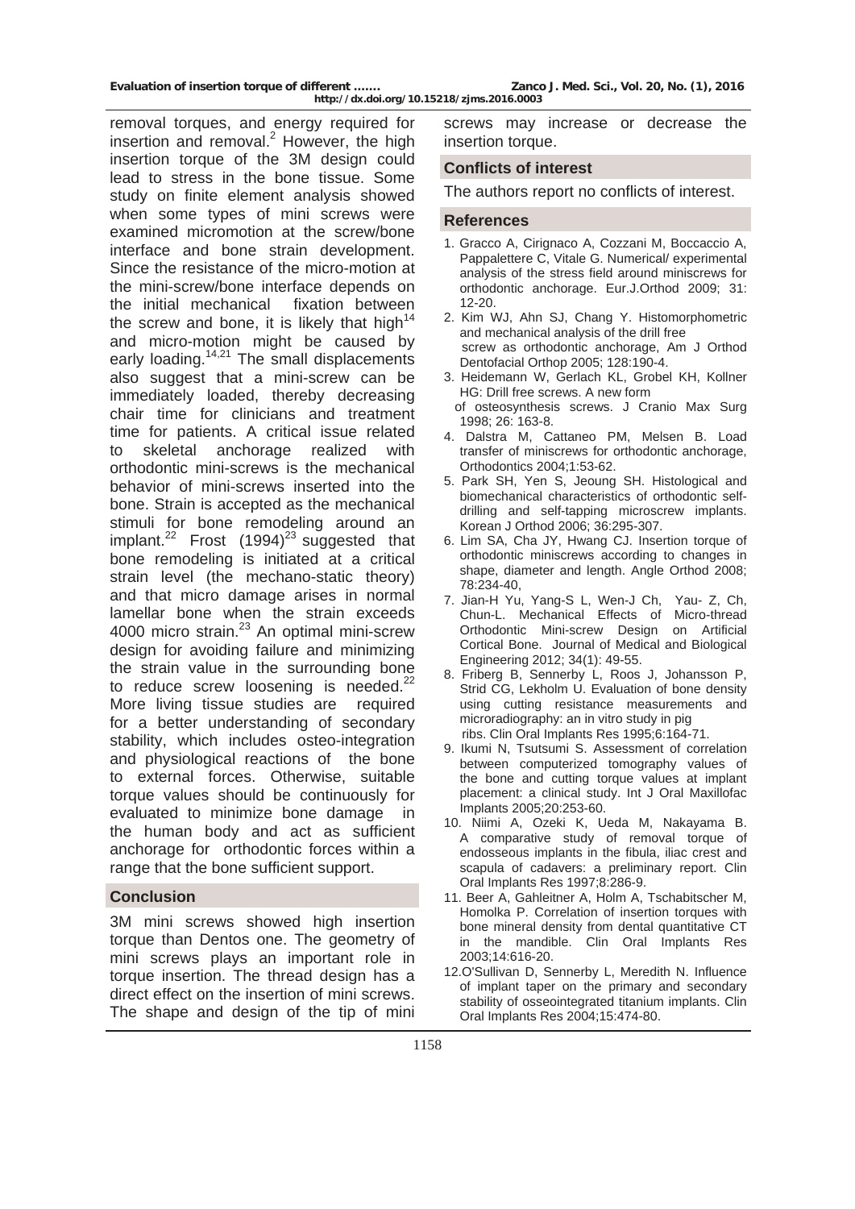removal torques, and energy required for insertion and removal.[2] However, the high insertion torque of the 3M design could lead to stress in the bone tissue. Some study on finite element analysis showed when some types of mini screws were examined micromotion at the screw/bone interface and bone strain development. Since the resistance of the micro-motion at the mini-screw/bone interface depends on the initial mechanical fixation between the screw and bone, it is likely that high[14] and micro-motion might be caused by early loading.[14,21] The small displacements also suggest that a mini-screw can be immediately loaded, thereby decreasing chair time for clinicians and treatment time for patients. A critical issue related to skeletal anchorage realized with orthodontic mini-screws is the mechanical behavior of mini-screws inserted into the bone. Strain is accepted as the mechanical stimuli for bone remodeling around an implant.[22] Frost (1994)[23] suggested that bone remodeling is initiated at a critical strain level (the mechano-static theory) and that micro damage arises in normal lamellar bone when the strain exceeds 4000 micro strain.[23] An optimal mini-screw design for avoiding failure and minimizing the strain value in the surrounding bone to reduce screw loosening is needed.[22] More living tissue studies are required for a better understanding of secondary stability, which includes osteo-integration and physiological reactions of the bone to external forces. Otherwise, suitable torque values should be continuously for evaluated to minimize bone damage in the human body and act as sufficient anchorage for orthodontic forces within a range that the bone sufficient support.

## Conclusion

3M mini screws showed high insertion torque than Dentos one. The geometry of mini screws plays an important role in torque insertion. The thread design has a direct effect on the insertion of mini screws. The shape and design of the tip of mini screws may increase or decrease the insertion torque.

## Conflicts of interest

The authors report no conflicts of interest.

## References

1. Gracco A, Cirignaco A, Cozzani M, Boccaccio A, Pappalettere C, Vitale G. Numerical/ experimental analysis of the stress field around miniscrews for orthodontic anchorage. Eur.J.Orthod 2009; 31: 12-20.
2. Kim WJ, Ahn SJ, Chang Y. Histomorphometric and mechanical analysis of the drill free screw as orthodontic anchorage, Am J Orthod Dentofacial Orthop 2005; 128:190-4.
3. Heidemann W, Gerlach KL, Grobel KH, Kollner HG: Drill free screws. A new form of osteosynthesis screws. J Cranio Max Surg 1998; 26: 163-8.
4. Dalstra M, Cattaneo PM, Melsen B. Load transfer of miniscrews for orthodontic anchorage, Orthodontics 2004;1:53-62.
5. Park SH, Yen S, Jeoung SH. Histological and biomechanical characteristics of orthodontic self-drilling and self-tapping microscrew implants. Korean J Orthod 2006; 36:295-307.
6. Lim SA, Cha JY, Hwang CJ. Insertion torque of orthodontic miniscrews according to changes in shape, diameter and length. Angle Orthod 2008; 78:234-40,
7. Jian-H Yu, Yang-S L, Wen-J Ch, Yau- Z, Ch, Chun-L. Mechanical Effects of Micro-thread Orthodontic Mini-screw Design on Artificial Cortical Bone. Journal of Medical and Biological Engineering 2012; 34(1): 49-55.
8. Friberg B, Sennerby L, Roos J, Johansson P, Strid CG, Lekholm U. Evaluation of bone density using cutting resistance measurements and microradiography: an in vitro study in pig ribs. Clin Oral Implants Res 1995;6:164-71.
9. Ikumi N, Tsutsumi S. Assessment of correlation between computerized tomography values of the bone and cutting torque values at implant placement: a clinical study. Int J Oral Maxillofac Implants 2005;20:253-60.
10. Niimi A, Ozeki K, Ueda M, Nakayama B. A comparative study of removal torque of endosseous implants in the fibula, iliac crest and scapula of cadavers: a preliminary report. Clin Oral Implants Res 1997;8:286-9.
11. Beer A, Gahleitner A, Holm A, Tschabitscher M, Homolka P. Correlation of insertion torques with bone mineral density from dental quantitative CT in the mandible. Clin Oral Implants Res 2003;14:616-20.
12. O'Sullivan D, Sennerby L, Meredith N. Influence of implant taper on the primary and secondary stability of osseointegrated titanium implants. Clin Oral Implants Res 2004;15:474-80.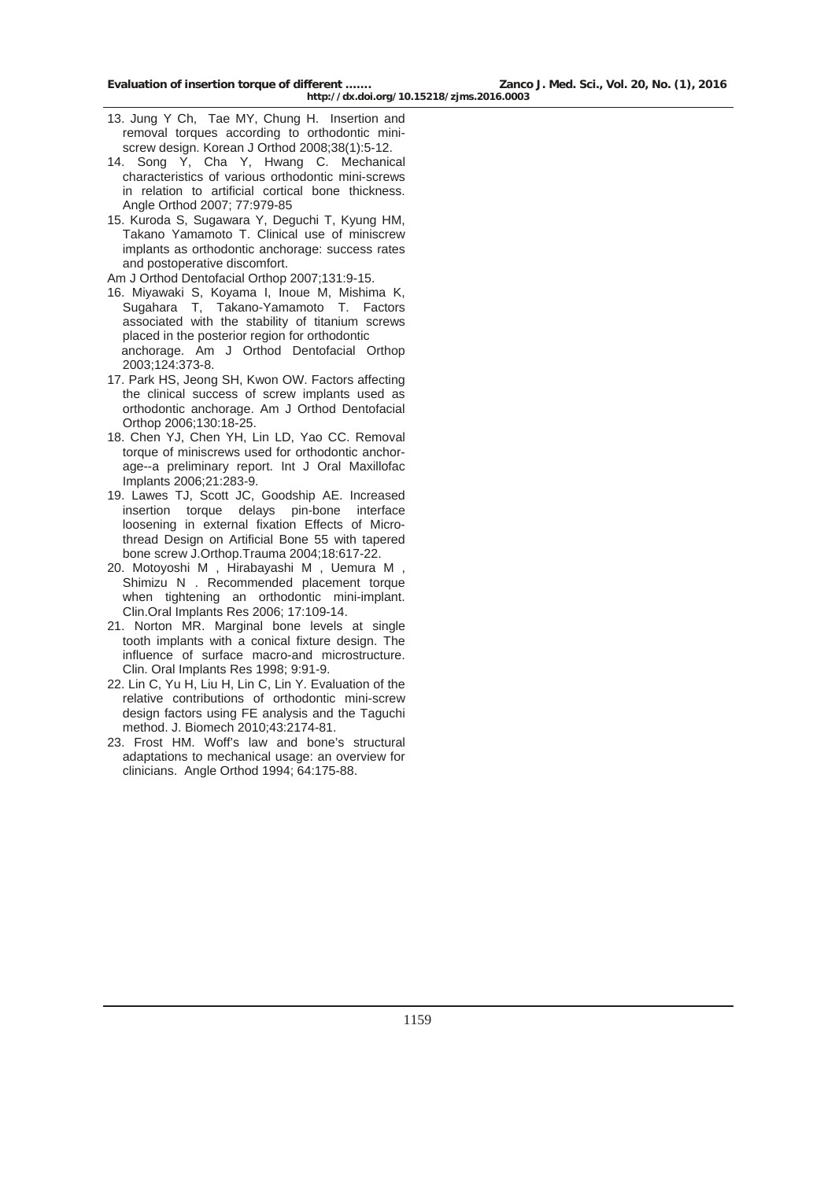13. Jung Y Ch, Tae MY, Chung H. Insertion and removal torques according to orthodontic mini-screw design. Korean J Orthod 2008;38(1):5-12.
14. Song Y, Cha Y, Hwang C. Mechanical characteristics of various orthodontic mini-screws in relation to artificial cortical bone thickness. Angle Orthod 2007; 77:979-85
15. Kuroda S, Sugawara Y, Deguchi T, Kyung HM, Takano Yamamoto T. Clinical use of miniscrew implants as orthodontic anchorage: success rates and postoperative discomfort.

Am J Orthod Dentofacial Orthop 2007;131:9-15.

16. Miyawaki S, Koyama I, Inoue M, Mishima K, Sugahara T, Takano-Yamamoto T. Factors associated with the stability of titanium screws placed in the posterior region for orthodontic anchorage. Am J Orthod Dentofacial Orthop 2003;124:373-8.
17. Park HS, Jeong SH, Kwon OW. Factors affecting the clinical success of screw implants used as orthodontic anchorage. Am J Orthod Dentofacial Orthop 2006;130:18-25.
18. Chen YJ, Chen YH, Lin LD, Yao CC. Removal torque of miniscrews used for orthodontic anchorage--a preliminary report. Int J Oral Maxillofac Implants 2006;21:283-9.
19. Lawes TJ, Scott JC, Goodship AE. Increased insertion torque delays pin-bone interface loosening in external fixation Effects of Micro-thread Design on Artificial Bone 55 with tapered bone screw J.Orthop.Trauma 2004;18:617-22.
20. Motoyoshi M , Hirabayashi M , Uemura M , Shimizu N . Recommended placement torque when tightening an orthodontic mini-implant. Clin.Oral Implants Res 2006; 17:109-14.
21. Norton MR. Marginal bone levels at single tooth implants with a conical fixture design. The influence of surface macro-and microstructure. Clin. Oral Implants Res 1998; 9:91-9.
22. Lin C, Yu H, Liu H, Lin C, Lin Y. Evaluation of the relative contributions of orthodontic mini-screw design factors using FE analysis and the Taguchi method. J. Biomech 2010;43:2174-81.
23. Frost HM. Woff's law and bone's structural adaptations to mechanical usage: an overview for clinicians. Angle Orthod 1994; 64:175-88.